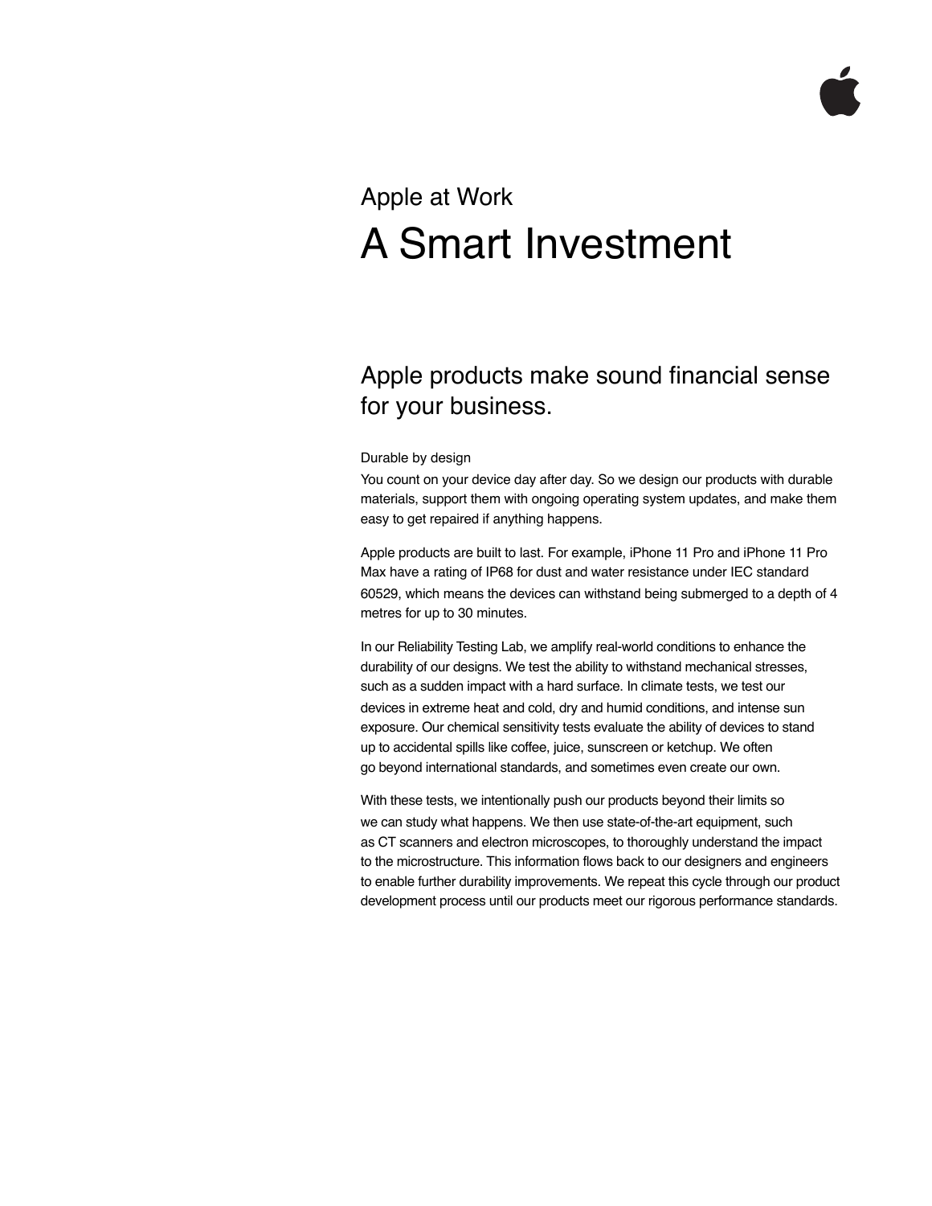Apple at Work

# A Smart Investment

## Apple products make sound financial sense for your business.

### Durable by design

You count on your device day after day. So we design our products with durable materials, support them with ongoing operating system updates, and make them easy to get repaired if anything happens.

Apple products are built to last. For example, iPhone 11 Pro and iPhone 11 Pro Max have a rating of IP68 for dust and water resistance under IEC standard 60529, which means the devices can withstand being submerged to a depth of 4 metres for up to 30 minutes.

In our Reliability Testing Lab, we amplify real-world conditions to enhance the durability of our designs. We test the ability to withstand mechanical stresses, such as a sudden impact with a hard surface. In climate tests, we test our devices in extreme heat and cold, dry and humid conditions, and intense sun exposure. Our chemical sensitivity tests evaluate the ability of devices to stand up to accidental spills like coffee, juice, sunscreen or ketchup. We often go beyond international standards, and sometimes even create our own.

With these tests, we intentionally push our products beyond their limits so we can study what happens. We then use state-of-the-art equipment, such as CT scanners and electron microscopes, to thoroughly understand the impact to the microstructure. This information flows back to our designers and engineers to enable further durability improvements. We repeat this cycle through our product development process until our products meet our rigorous performance standards.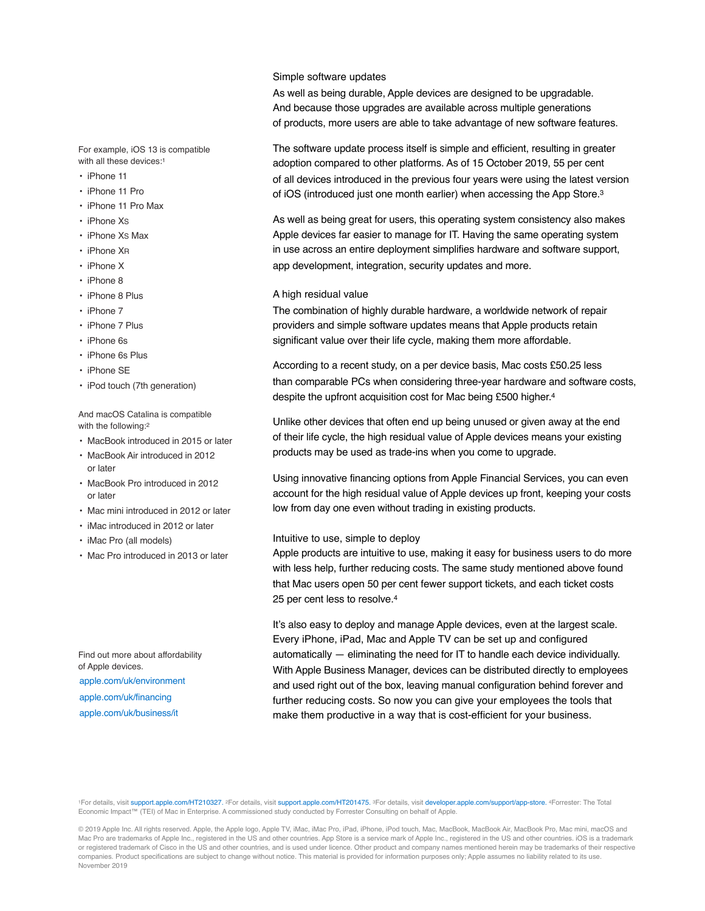## Simple software updates

As well as being durable, Apple devices are designed to be upgradable. And because those upgrades are available across multiple generations of products, more users are able to take advantage of new software features.

The software update process itself is simple and efficient, resulting in greater adoption compared to other platforms. As of 15 October 2019, 55 per cent of all devices introduced in the previous four years were using the latest version of iOS (introduced just one month earlier) when accessing the App Store.[3]

As well as being great for users, this operating system consistency also makes Apple devices far easier to manage for IT. Having the same operating system in use across an entire deployment simplifies hardware and software support, app development, integration, security updates and more.

For example, iOS 13 is compatible with all these devices:[1]

- iPhone 11
- iPhone 11 Pro
- iPhone 11 Pro Max
- iPhone XS
- iPhone XS Max
- iPhone XR
- iPhone X
- iPhone 8
- iPhone 8 Plus
- iPhone 7
- iPhone 7 Plus
- iPhone 6s
- iPhone 6s Plus
- iPhone SE
- iPod touch (7th generation)

And macOS Catalina is compatible with the following:[2]

- MacBook introduced in 2015 or later
- MacBook Air introduced in 2012 or later
- MacBook Pro introduced in 2012 or later
- Mac mini introduced in 2012 or later
- iMac introduced in 2012 or later
- iMac Pro (all models)
- Mac Pro introduced in 2013 or later

## A high residual value

The combination of highly durable hardware, a worldwide network of repair providers and simple software updates means that Apple products retain significant value over their life cycle, making them more affordable.

According to a recent study, on a per device basis, Mac costs £50.25 less than comparable PCs when considering three-year hardware and software costs, despite the upfront acquisition cost for Mac being £500 higher.[4]

Unlike other devices that often end up being unused or given away at the end of their life cycle, the high residual value of Apple devices means your existing products may be used as trade-ins when you come to upgrade.

Using innovative financing options from Apple Financial Services, you can even account for the high residual value of Apple devices up front, keeping your costs low from day one even without trading in existing products.

## Intuitive to use, simple to deploy

Apple products are intuitive to use, making it easy for business users to do more with less help, further reducing costs. The same study mentioned above found that Mac users open 50 per cent fewer support tickets, and each ticket costs 25 per cent less to resolve.[4]

It's also easy to deploy and manage Apple devices, even at the largest scale. Every iPhone, iPad, Mac and Apple TV can be set up and configured automatically — eliminating the need for IT to handle each device individually. With Apple Business Manager, devices can be distributed directly to employees and used right out of the box, leaving manual configuration behind forever and further reducing costs. So now you can give your employees the tools that make them productive in a way that is cost-efficient for your business.

Find out more about affordability of Apple devices.

apple.com/uk/environment

apple.com/uk/financing

apple.com/uk/business/it

[1]For details, visit support.apple.com/HT210327. [2]For details, visit support.apple.com/HT201475. [3]For details, visit developer.apple.com/support/app-store. [4]Forrester: The Total Economic Impact™ (TEI) of Mac in Enterprise. A commissioned study conducted by Forrester Consulting on behalf of Apple.

© 2019 Apple Inc. All rights reserved. Apple, the Apple logo, Apple TV, iMac, iMac Pro, iPad, iPhone, iPod touch, Mac, MacBook, MacBook Air, MacBook Pro, Mac mini, macOS and Mac Pro are trademarks of Apple Inc., registered in the US and other countries. App Store is a service mark of Apple Inc., registered in the US and other countries. iOS is a trademark or registered trademark of Cisco in the US and other countries, and is used under licence. Other product and company names mentioned herein may be trademarks of their respective companies. Product specifications are subject to change without notice. This material is provided for information purposes only; Apple assumes no liability related to its use. November 2019